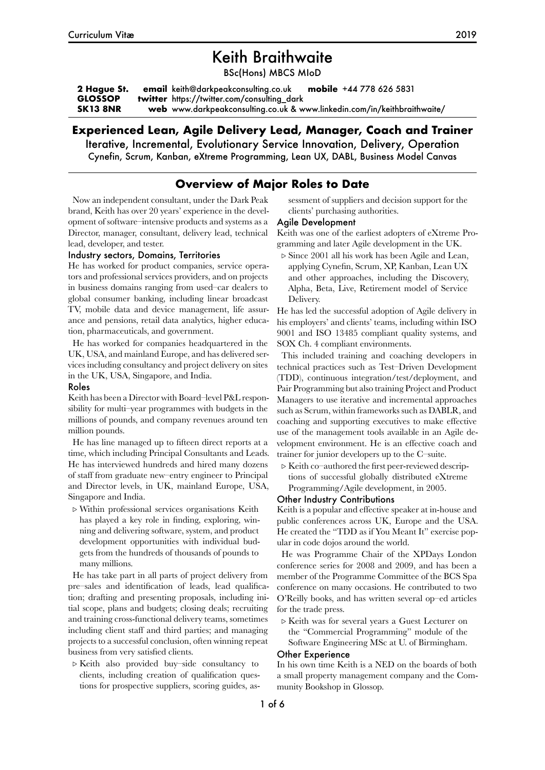# Keith Braithwaite

BSc(Hons) MBCS MIoD

**2 Hague St.**
**GLOSSOP**
**SK13 8NR**

**email** keith@darkpeakconsulting.co.uk **mobile** +44 778 626 5831
**twitter** https://twitter.com/consulting_dark
**web** www.darkpeakconsulting.co.uk & www.linkedin.com/in/keithbraithwaite/

## Experienced Lean, Agile Delivery Lead, Manager, Coach and Trainer

Iterative, Incremental, Evolutionary Service Innovation, Delivery, Operation

Cynefin, Scrum, Kanban, eXtreme Programming, Lean UX, DABL, Business Model Canvas

## Overview of Major Roles to Date

Now an independent consultant, under the Dark Peak brand, Keith has over 20 years' experience in the development of software–intensive products and systems as a Director, manager, consultant, delivery lead, technical lead, developer, and tester.

### Industry sectors, Domains, Territories

He has worked for product companies, service operators and professional services providers, and on projects in business domains ranging from used–car dealers to global consumer banking, including linear broadcast TV, mobile data and device management, life assurance and pensions, retail data analytics, higher education, pharmaceuticals, and government.

He has worked for companies headquartered in the UK, USA, and mainland Europe, and has delivered services including consultancy and project delivery on sites in the UK, USA, Singapore, and India.

### Roles

Keith has been a Director with Board–level P&L responsibility for multi–year programmes with budgets in the millions of pounds, and company revenues around ten million pounds.

He has line managed up to fifteen direct reports at a time, which including Principal Consultants and Leads. He has interviewed hundreds and hired many dozens of staff from graduate new–entry engineer to Principal and Director levels, in UK, mainland Europe, USA, Singapore and India.

- Within professional services organisations Keith has played a key role in finding, exploring, winning and delivering software, system, and product development opportunities with individual budgets from the hundreds of thousands of pounds to many millions.

He has take part in all parts of project delivery from pre–sales and identification of leads, lead qualification; drafting and presenting proposals, including initial scope, plans and budgets; closing deals; recruiting and training cross-functional delivery teams, sometimes including client staff and third parties; and managing projects to a successful conclusion, often winning repeat business from very satisfied clients.

- Keith also provided buy–side consultancy to clients, including creation of qualification questions for prospective suppliers, scoring guides, assessment of suppliers and decision support for the clients' purchasing authorities.

### Agile Development

Keith was one of the earliest adopters of eXtreme Programming and later Agile development in the UK.

- Since 2001 all his work has been Agile and Lean, applying Cynefin, Scrum, XP, Kanban, Lean UX and other approaches, including the Discovery, Alpha, Beta, Live, Retirement model of Service Delivery.

He has led the successful adoption of Agile delivery in his employers' and clients' teams, including within ISO 9001 and ISO 13485 compliant quality systems, and SOX Ch. 4 compliant environments.

This included training and coaching developers in technical practices such as Test–Driven Development (TDD), continuous integration/test/deployment, and Pair Programming but also training Project and Product Managers to use iterative and incremental approaches such as Scrum, within frameworks such as DABLR, and coaching and supporting executives to make effective use of the management tools available in an Agile development environment. He is an effective coach and trainer for junior developers up to the C–suite.

- Keith co–authored the first peer-reviewed descriptions of successful globally distributed eXtreme Programming/Agile development, in 2005.

### Other Industry Contributions

Keith is a popular and effective speaker at in-house and public conferences across UK, Europe and the USA. He created the "TDD as if You Meant It" exercise popular in code dojos around the world.

He was Programme Chair of the XPDays London conference series for 2008 and 2009, and has been a member of the Programme Committee of the BCS Spa conference on many occasions. He contributed to two O'Reilly books, and has written several op–ed articles for the trade press.

- Keith was for several years a Guest Lecturer on the "Commercial Programming" module of the Software Engineering MSc at U. of Birmingham.

### Other Experience

In his own time Keith is a NED on the boards of both a small property management company and the Community Bookshop in Glossop.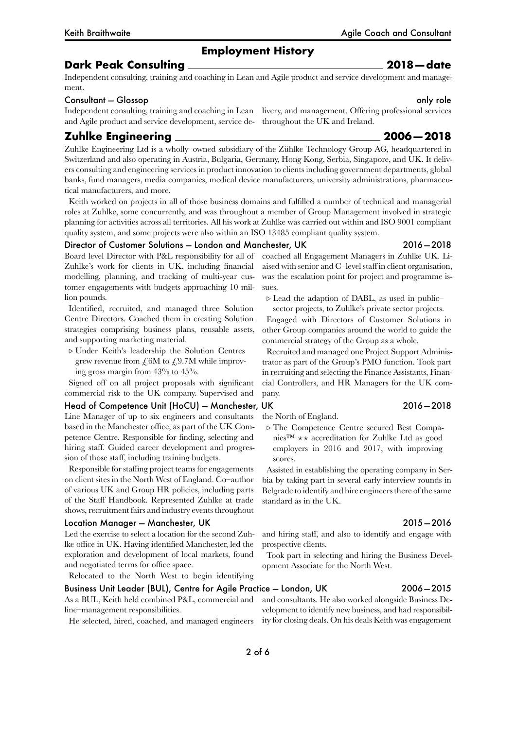# Employment History

## Dark Peak Consulting — 2018—date

Independent consulting, training and coaching in Lean and Agile product and service development and management.

### Consultant — Glossop — only role

Independent consulting, training and coaching in Lean and Agile product and service development, service delivery, and management. Offering professional services throughout the UK and Ireland.

## Zuhlke Engineering — 2006—2018

Zuhlke Engineering Ltd is a wholly–owned subsidiary of the Zühlke Technology Group AG, headquartered in Switzerland and also operating in Austria, Bulgaria, Germany, Hong Kong, Serbia, Singapore, and UK. It delivers consulting and engineering services in product innovation to clients including government departments, global banks, fund managers, media companies, medical device manufacturers, university administrations, pharmaceutical manufacturers, and more.

Keith worked on projects in all of those business domains and fulfilled a number of technical and managerial roles at Zuhlke, some concurrently, and was throughout a member of Group Management involved in strategic planning for activities across all territories. All his work at Zuhlke was carried out within and ISO 9001 compliant quality system, and some projects were also within an ISO 13485 compliant quality system.

### Director of Customer Solutions — London and Manchester, UK — 2016—2018

Board level Director with P&L responsibility for all of Zuhlke's work for clients in UK, including financial modelling, planning, and tracking of multi-year customer engagements with budgets approaching 10 million pounds.

Identified, recruited, and managed three Solution Centre Directors. Coached them in creating Solution strategies comprising business plans, reusable assets, and supporting marketing material.

- Under Keith's leadership the Solution Centres grew revenue from £6M to £9.7M while improving gross margin from 43% to 45%.

Signed off on all project proposals with significant commercial risk to the UK company. Supervised and coached all Engagement Managers in Zuhlke UK. Liaised with senior and C–level staff in client organisation, was the escalation point for project and programme issues.

- Lead the adaption of DABL, as used in public–sector projects, to Zuhlke's private sector projects.

Engaged with Directors of Customer Solutions in other Group companies around the world to guide the commercial strategy of the Group as a whole.

Recruited and managed one Project Support Administrator as part of the Group's PMO function. Took part in recruiting and selecting the Finance Assistants, Financial Controllers, and HR Managers for the UK company.

### Head of Competence Unit (HoCU) — Manchester, UK — 2016—2018

Line Manager of up to six engineers and consultants based in the Manchester office, as part of the UK Competence Centre. Responsible for finding, selecting and hiring staff. Guided career development and progression of those staff, including training budgets.

Responsible for staffing project teams for engagements on client sites in the North West of England. Co–author of various UK and Group HR policies, including parts of the Staff Handbook. Represented Zuhlke at trade shows, recruitment fairs and industry events throughout the North of England.

- The Competence Centre secured Best Companies™ ⋆⋆ accreditation for Zuhlke Ltd as good employers in 2016 and 2017, with improving scores.

Assisted in establishing the operating company in Serbia by taking part in several early interview rounds in Belgrade to identify and hire engineers there of the same standard as in the UK.

### Location Manager — Manchester, UK — 2015—2016

Led the exercise to select a location for the second Zuhlke office in UK. Having identified Manchester, led the exploration and development of local markets, found and negotiated terms for office space.

Relocated to the North West to begin identifying and hiring staff, and also to identify and engage with prospective clients.

Took part in selecting and hiring the Business Development Associate for the North West.

### Business Unit Leader (BUL), Centre for Agile Practice — London, UK — 2006—2015

As a BUL, Keith held combined P&L, commercial and line–management responsibilities.

He selected, hired, coached, and managed engineers and consultants. He also worked alongside Business Development to identify new business, and had responsibility for closing deals. On his deals Keith was engagement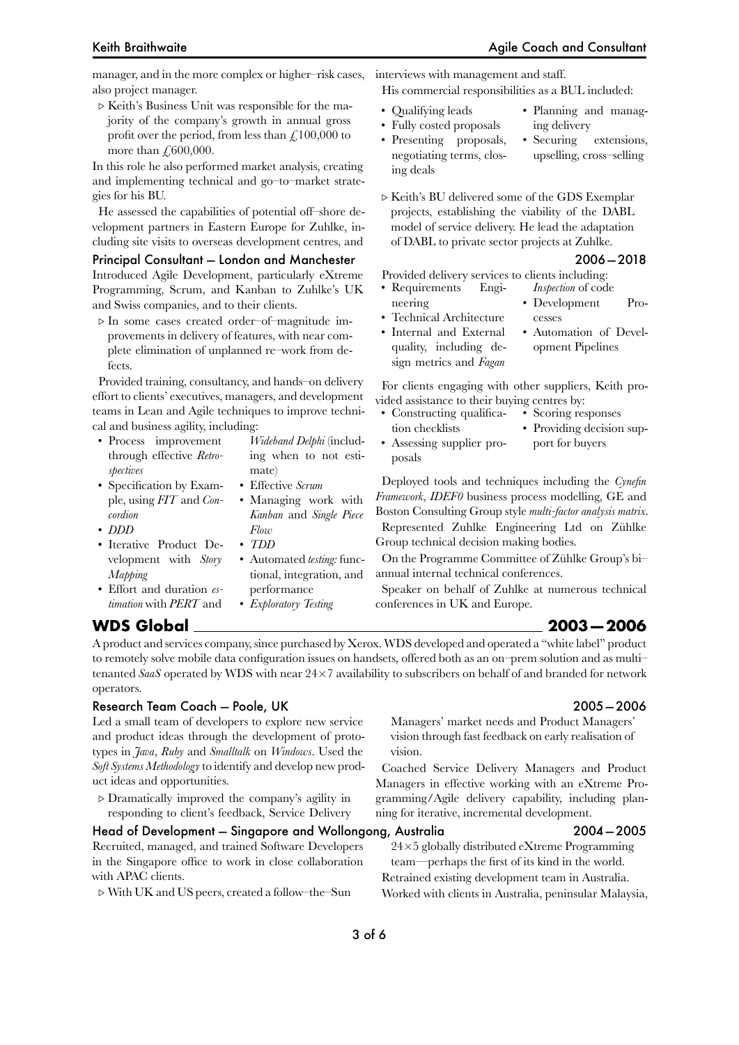manager, and in the more complex or higher–risk cases, also project manager.

▹ Keith's Business Unit was responsible for the majority of the company's growth in annual gross profit over the period, from less than £100,000 to more than £600,000.

In this role he also performed market analysis, creating and implementing technical and go–to–market strategies for his BU.

He assessed the capabilities of potential off–shore development partners in Eastern Europe for Zuhlke, including site visits to overseas development centres, and interviews with management and staff.

His commercial responsibilities as a BUL included:

- Qualifying leads
- Fully costed proposals
- Presenting proposals, negotiating terms, closing deals
- Planning and managing delivery
- Securing extensions, upselling, cross–selling

▹ Keith's BU delivered some of the GDS Exemplar projects, establishing the viability of the DABL model of service delivery. He lead the adaptation of DABL to private sector projects at Zuhlke.

### Principal Consultant — London and Manchester — 2006—2018

Introduced Agile Development, particularly eXtreme Programming, Scrum, and Kanban to Zuhlke's UK and Swiss companies, and to their clients.

▹ In some cases created order–of–magnitude improvements in delivery of features, with near complete elimination of unplanned re–work from defects.

Provided training, consultancy, and hands–on delivery effort to clients' executives, managers, and development teams in Lean and Agile techniques to improve technical and business agility, including:

- Process improvement through effective *Retrospectives*
- Specification by Example, using *FIT* and *Concordion*
- *DDD*
- Iterative Product Development with *Story Mapping*
- Effort and duration *estimation* with *PERT* and *Wideband Delphi* (including when to not estimate)
- Effective *Scrum*
- Managing work with *Kanban* and *Single Piece Flow*
- *TDD*
- Automated *testing:* functional, integration, and performance
- *Exploratory Testing*

Provided delivery services to clients including:

- Requirements Engineering
- Technical Architecture
- Internal and External quality, including design metrics and *Fagan Inspection* of code
- Development Processes
- Automation of Development Pipelines

For clients engaging with other suppliers, Keith provided assistance to their buying centres by:

- Constructing qualification checklists
- Assessing supplier proposals
- Scoring responses
- Providing decision support for buyers

Deployed tools and techniques including the *Cynefin Framework*, *IDEF0* business process modelling, GE and Boston Consulting Group style *multi-factor analysis matrix*.

Represented Zuhlke Engineering Ltd on Zühlke Group technical decision making bodies.

On the Programme Committee of Zühlke Group's bi–annual internal technical conferences.

Speaker on behalf of Zuhlke at numerous technical conferences in UK and Europe.

## WDS Global — 2003—2006

A product and services company, since purchased by Xerox. WDS developed and operated a "white label" product to remotely solve mobile data configuration issues on handsets, offered both as an on–prem solution and as multi–tenanted *SaaS* operated by WDS with near 24×7 availability to subscribers on behalf of and branded for network operators.

### Research Team Coach — Poole, UK — 2005—2006

Led a small team of developers to explore new service and product ideas through the development of prototypes in *Java*, *Ruby* and *Smalltalk* on *Windows*. Used the *Soft Systems Methodology* to identify and develop new product ideas and opportunities.

▹ Dramatically improved the company's agility in responding to client's feedback, Service Delivery Managers' market needs and Product Managers' vision through fast feedback on early realisation of vision.

Coached Service Delivery Managers and Product Managers in effective working with an eXtreme Programming/Agile delivery capability, including planning for iterative, incremental development.

### Head of Development — Singapore and Wollongong, Australia — 2004—2005

Recruited, managed, and trained Software Developers in the Singapore office to work in close collaboration with APAC clients.

▹ With UK and US peers, created a follow–the–Sun 24×5 globally distributed eXtreme Programming team—perhaps the first of its kind in the world.

Retrained existing development team in Australia.

Worked with clients in Australia, peninsular Malaysia,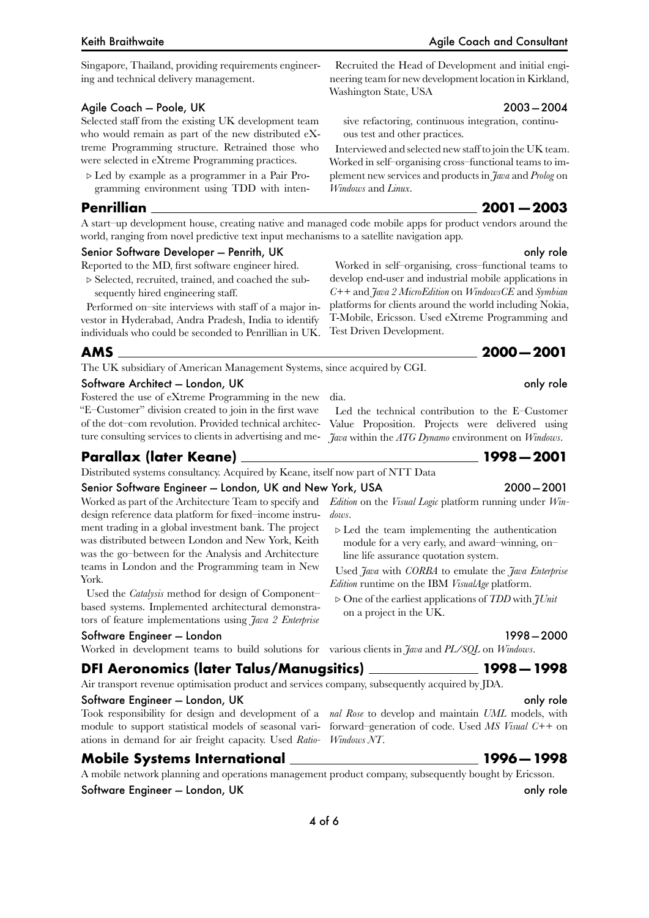Singapore, Thailand, providing requirements engineering and technical delivery management.

Recruited the Head of Development and initial engineering team for new development location in Kirkland, Washington State, USA

### Agile Coach — Poole, UK — 2003 — 2004

Selected staff from the existing UK development team who would remain as part of the new distributed eXtreme Programming structure. Retrained those who were selected in eXtreme Programming practices.

- Led by example as a programmer in a Pair Programming environment using TDD with intensive refactoring, continuous integration, continuous test and other practices.

Interviewed and selected new staff to join the UK team. Worked in self–organising cross–functional teams to implement new services and products in *Java* and *Prolog* on *Windows* and *Linux*.

## Penrillian — 2001 — 2003

A start–up development house, creating native and managed code mobile apps for product vendors around the world, ranging from novel predictive text input mechanisms to a satellite navigation app.

### Senior Software Developer — Penrith, UK — only role

Reported to the MD, first software engineer hired.

- Selected, recruited, trained, and coached the subsequently hired engineering staff.

Performed on–site interviews with staff of a major investor in Hyderabad, Andra Pradesh, India to identify individuals who could be seconded to Penrillian in UK.

Worked in self–organising, cross–functional teams to develop end-user and industrial mobile applications in *C++* and *Java 2 MicroEdition* on *WindowsCE* and *Symbian* platforms for clients around the world including Nokia, T-Mobile, Ericsson. Used eXtreme Programming and Test Driven Development.

## AMS — 2000 — 2001

The UK subsidiary of American Management Systems, since acquired by CGI.

### Software Architect — London, UK — only role

Fostered the use of eXtreme Programming in the new "E–Customer" division created to join in the first wave of the dot–com revolution. Provided technical architecture consulting services to clients in advertising and media.

Led the technical contribution to the E–Customer Value Proposition. Projects were delivered using *Java* within the *ATG Dynamo* environment on *Windows*.

## Parallax (later Keane) — 1998 — 2001

Distributed systems consultancy. Acquired by Keane, itself now part of NTT Data

### Senior Software Engineer — London, UK and New York, USA — 2000 — 2001

Worked as part of the Architecture Team to specify and design reference data platform for fixed–income instrument trading in a global investment bank. The project was distributed between London and New York, Keith was the go–between for the Analysis and Architecture teams in London and the Programming team in New York.

Used the *Catalysis* method for design of Component–based systems. Implemented architectural demonstrators of feature implementations using *Java 2 Enterprise Edition* on the *Visual Logic* platform running under *Windows*.

- Led the team implementing the authentication module for a very early, and award–winning, on–line life assurance quotation system.

Used *Java* with *CORBA* to emulate the *Java Enterprise Edition* runtime on the IBM *VisualAge* platform.

- One of the earliest applications of *TDD* with *JUnit* on a project in the UK.

### Software Engineer — London — 1998 — 2000

Worked in development teams to build solutions for various clients in *Java* and *PL/SQL* on *Windows*.

## DFI Aeronomics (later Talus/Manugsitics) — 1998 — 1998

Air transport revenue optimisation product and services company, subsequently acquired by JDA.

### Software Engineer — London, UK — only role

Took responsibility for design and development of a module to support statistical models of seasonal variations in demand for air freight capacity. Used *Rational Rose* to develop and maintain *UML* models, with forward–generation of code. Used *MS Visual C++* on *Windows NT*.

## Mobile Systems International — 1996 — 1998

A mobile network planning and operations management product company, subsequently bought by Ericsson.

### Software Engineer — London, UK — only role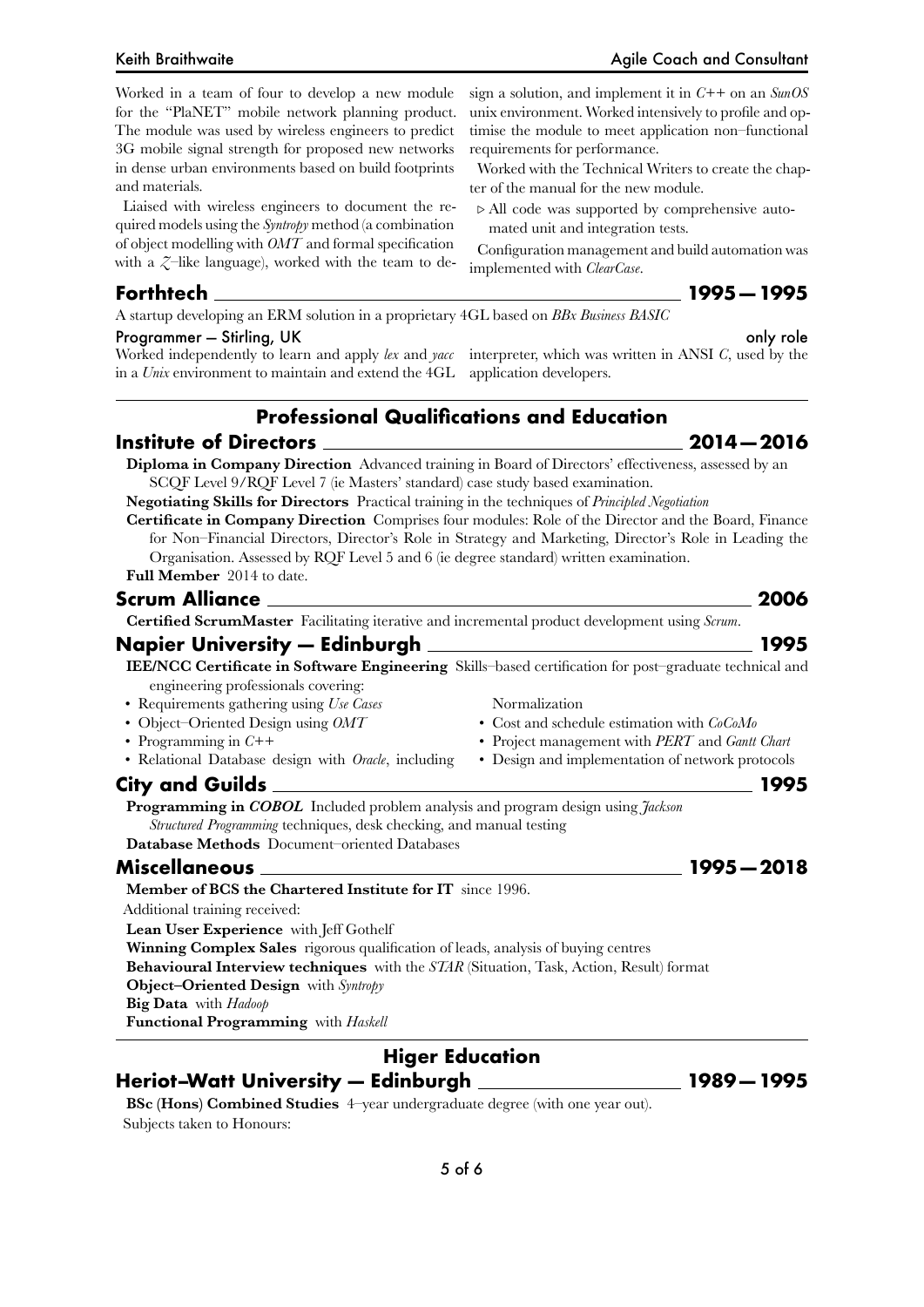Worked in a team of four to develop a new module for the "PlaNET" mobile network planning product. The module was used by wireless engineers to predict 3G mobile signal strength for proposed new networks in dense urban environments based on build footprints and materials.

Liaised with wireless engineers to document the required models using the *Syntropy* method (a combination of object modelling with *OMT* and formal specification with a *Z*–like language), worked with the team to design a solution, and implement it in *C++* on an *SunOS* unix environment. Worked intensively to profile and optimise the module to meet application non–functional requirements for performance.

Worked with the Technical Writers to create the chapter of the manual for the new module.

- ▷ All code was supported by comprehensive automated unit and integration tests.

Configuration management and build automation was implemented with *ClearCase*.

### Forthtech — 1995 — 1995

A startup developing an ERM solution in a proprietary 4GL based on *BBx Business BASIC*

**Programmer – Stirling, UK** — only role

Worked independently to learn and apply *lex* and *yacc* in a *Unix* environment to maintain and extend the 4GL interpreter, which was written in ANSI *C*, used by the application developers.

## Professional Qualifications and Education

### Institute of Directors — 2014 — 2016

**Diploma in Company Direction** Advanced training in Board of Directors' effectiveness, assessed by an SCQF Level 9/RQF Level 7 (ie Masters' standard) case study based examination.

**Negotiating Skills for Directors** Practical training in the techniques of *Principled Negotiation*

**Certificate in Company Direction** Comprises four modules: Role of the Director and the Board, Finance for Non–Financial Directors, Director's Role in Strategy and Marketing, Director's Role in Leading the Organisation. Assessed by RQF Level 5 and 6 (ie degree standard) written examination.

**Full Member** 2014 to date.

### Scrum Alliance — 2006

**Certified ScrumMaster** Facilitating iterative and incremental product development using *Scrum*.

### Napier University — Edinburgh — 1995

**IEE/NCC Certificate in Software Engineering** Skills–based certification for post–graduate technical and engineering professionals covering:

- Requirements gathering using *Use Cases*
- Object–Oriented Design using *OMT*
- Programming in *C++*
- Relational Database design with *Oracle*, including Normalization
- Cost and schedule estimation with *CoCoMo*
- Project management with *PERT* and *Gantt Chart*
- Design and implementation of network protocols

### City and Guilds — 1995

**Programming in *COBOL*** Included problem analysis and program design using *Jackson Structured Programming* techniques, desk checking, and manual testing

**Database Methods** Document–oriented Databases

### Miscellaneous — 1995 — 2018

**Member of BCS the Chartered Institute for IT** since 1996.

Additional training received:

**Lean User Experience** with Jeff Gothelf

**Winning Complex Sales** rigorous qualification of leads, analysis of buying centres

**Behavioural Interview techniques** with the *STAR* (Situation, Task, Action, Result) format

**Object–Oriented Design** with *Syntropy*

**Big Data** with *Hadoop*

**Functional Programming** with *Haskell*

## Higer Education

### Heriot–Watt University — Edinburgh — 1989 — 1995

**BSc (Hons) Combined Studies** 4–year undergraduate degree (with one year out).

Subjects taken to Honours: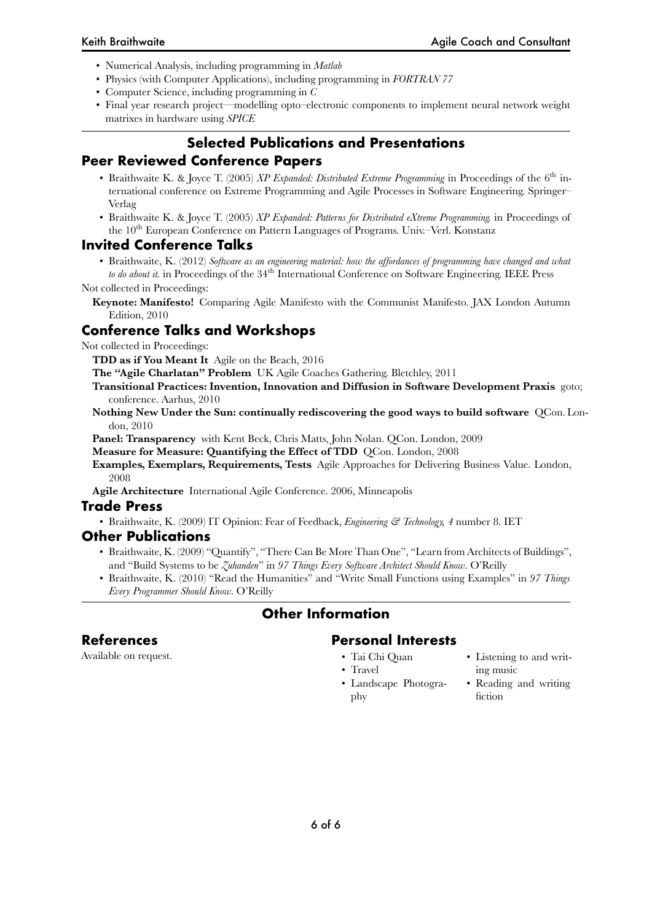- Numerical Analysis, including programming in *Matlab*
- Physics (with Computer Applications), including programming in *FORTRAN 77*
- Computer Science, including programming in *C*
- Final year research project—modelling opto–electronic components to implement neural network weight matrixes in hardware using *SPICE*

## Selected Publications and Presentations

### Peer Reviewed Conference Papers

- Braithwaite K. & Joyce T. (2005) *XP Expanded: Distributed Extreme Programming* in Proceedings of the 6th international conference on Extreme Programming and Agile Processes in Software Engineering. Springer–Verlag
- Braithwaite K. & Joyce T. (2005) *XP Expanded: Patterns for Distributed eXtreme Programming.* in Proceedings of the 10th European Conference on Pattern Languages of Programs. Univ.–Verl. Konstanz

### Invited Conference Talks

- Braithwaite, K. (2012) *Software as an engineering material: how the affordances of programming have changed and what to do about it.* in Proceedings of the 34th International Conference on Software Engineering. IEEE Press

Not collected in Proceedings:

**Keynote: Manifesto!** Comparing Agile Manifesto with the Communist Manifesto. JAX London Autumn Edition, 2010

### Conference Talks and Workshops

Not collected in Proceedings:

**TDD as if You Meant It** Agile on the Beach, 2016

**The "Agile Charlatan" Problem** UK Agile Coaches Gathering. Bletchley, 2011

**Transitional Practices: Invention, Innovation and Diffusion in Software Development Praxis** goto; conference. Aarhus, 2010

**Nothing New Under the Sun: continually rediscovering the good ways to build software** QCon. London, 2010

**Panel: Transparency** with Kent Beck, Chris Matts, John Nolan. QCon. London, 2009

**Measure for Measure: Quantifying the Effect of TDD** QCon. London, 2008

**Examples, Exemplars, Requirements, Tests** Agile Approaches for Delivering Business Value. London, 2008

**Agile Architecture** International Agile Conference. 2006, Minneapolis

### Trade Press

- Braithwaite, K. (2009) IT Opinion: Fear of Feedback, *Engineering & Technology, 4* number 8. IET

### Other Publications

- Braithwaite, K. (2009) "Quantify", "There Can Be More Than One", "Learn from Architects of Buildings", and "Build Systems to be *Zuhanden*" in *97 Things Every Software Architect Should Know*. O'Reilly
- Braithwaite, K. (2010) "Read the Humanities" and "Write Small Functions using Examples" in *97 Things Every Programmer Should Know*. O'Reilly

## Other Information

### References

Available on request.

### Personal Interests

- Tai Chi Quan
- Travel
- Landscape Photography
- Listening to and writing music
- Reading and writing fiction